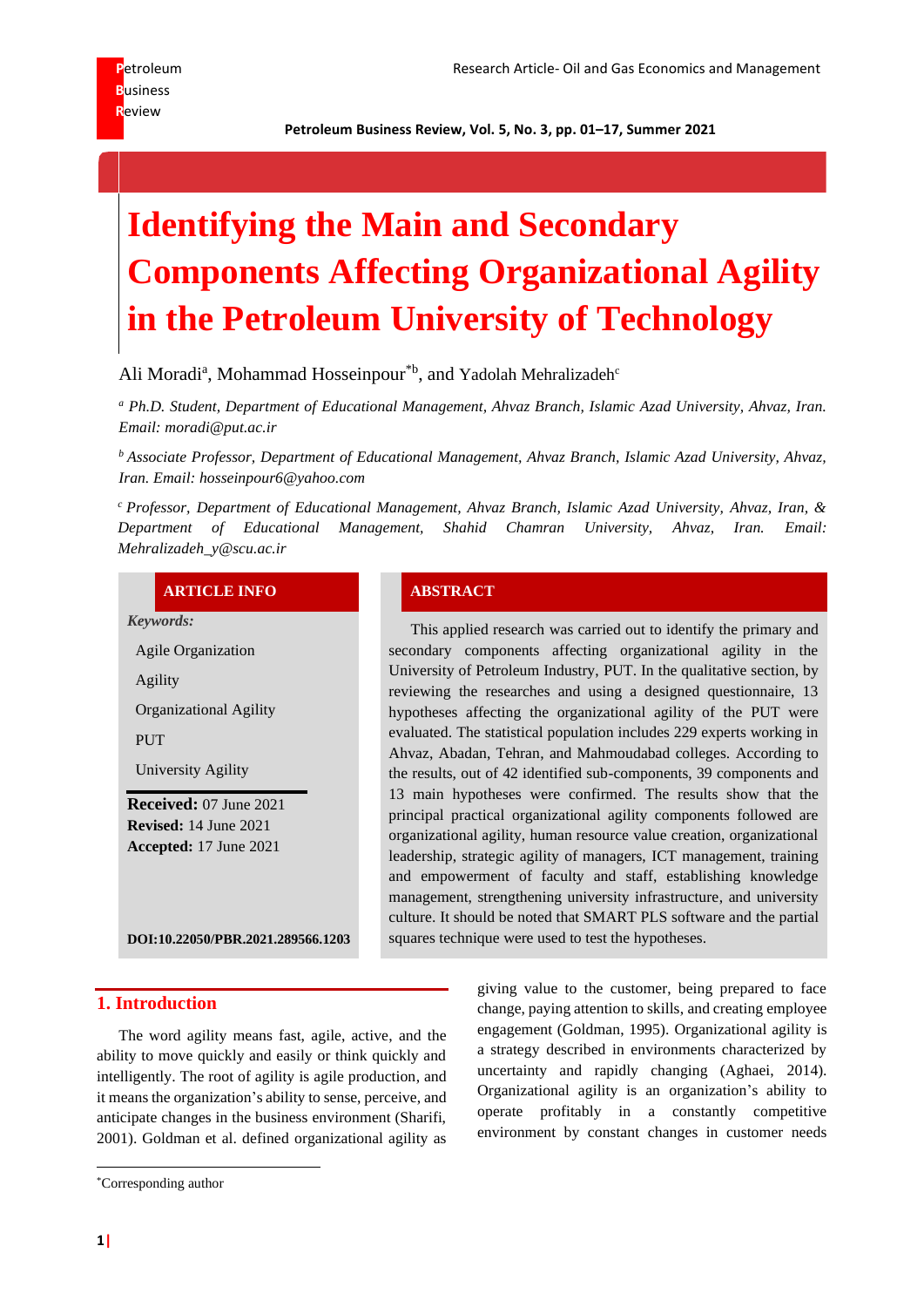# Identifying the Main and Secondary Components Affecting Organizational Agility in the Petroleum University of Technology

Ali Moradi[a], Mohammad Hosseinpour[*b], and Yadolah Mehralizadeh[c]

[a] *Ph.D. Student, Department of Educational Management, Ahvaz Branch, Islamic Azad University, Ahvaz, Iran. Email: moradi@put.ac.ir*

[b] *Associate Professor, Department of Educational Management, Ahvaz Branch, Islamic Azad University, Ahvaz, Iran. Email: hosseinpour6@yahoo.com*

[c] *Professor, Department of Educational Management, Ahvaz Branch, Islamic Azad University, Ahvaz, Iran, & Department of Educational Management, Shahid Chamran University, Ahvaz, Iran. Email: Mehralizadeh_y@scu.ac.ir*

**ARTICLE INFO**

*Keywords:*

Agile Organization

Agility

Organizational Agility

PUT

University Agility

**Received:** 07 June 2021
**Revised:** 14 June 2021
**Accepted:** 17 June 2021

**DOI:10.22050/PBR.2021.289566.1203**

**ABSTRACT**

This applied research was carried out to identify the primary and secondary components affecting organizational agility in the University of Petroleum Industry, PUT. In the qualitative section, by reviewing the researches and using a designed questionnaire, 13 hypotheses affecting the organizational agility of the PUT were evaluated. The statistical population includes 229 experts working in Ahvaz, Abadan, Tehran, and Mahmoudabad colleges. According to the results, out of 42 identified sub-components, 39 components and 13 main hypotheses were confirmed. The results show that the principal practical organizational agility components followed are organizational agility, human resource value creation, organizational leadership, strategic agility of managers, ICT management, training and empowerment of faculty and staff, establishing knowledge management, strengthening university infrastructure, and university culture. It should be noted that SMART PLS software and the partial squares technique were used to test the hypotheses.

## 1. Introduction

The word agility means fast, agile, active, and the ability to move quickly and easily or think quickly and intelligently. The root of agility is agile production, and it means the organization's ability to sense, perceive, and anticipate changes in the business environment (Sharifi, 2001). Goldman et al. defined organizational agility as giving value to the customer, being prepared to face change, paying attention to skills, and creating employee engagement (Goldman, 1995). Organizational agility is a strategy described in environments characterized by uncertainty and rapidly changing (Aghaei, 2014). Organizational agility is an organization's ability to operate profitably in a constantly competitive environment by constant changes in customer needs

[*] Corresponding author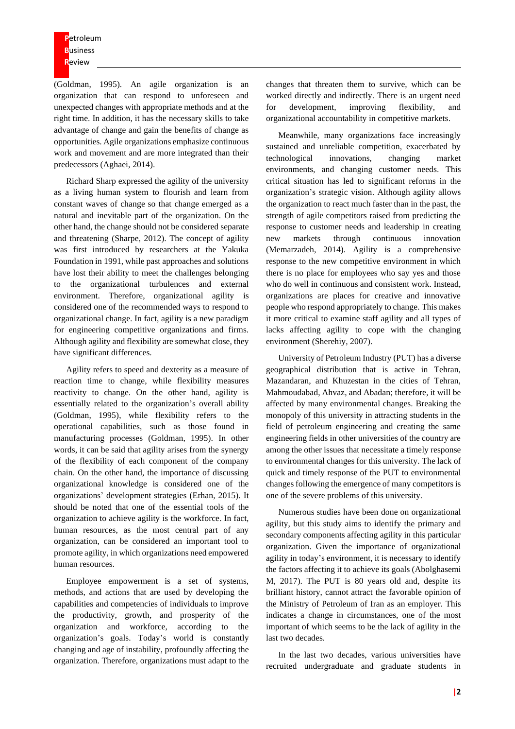(Goldman, 1995). An agile organization is an organization that can respond to unforeseen and unexpected changes with appropriate methods and at the right time. In addition, it has the necessary skills to take advantage of change and gain the benefits of change as opportunities. Agile organizations emphasize continuous work and movement and are more integrated than their predecessors (Aghaei, 2014).

Richard Sharp expressed the agility of the university as a living human system to flourish and learn from constant waves of change so that change emerged as a natural and inevitable part of the organization. On the other hand, the change should not be considered separate and threatening (Sharpe, 2012). The concept of agility was first introduced by researchers at the Yakuka Foundation in 1991, while past approaches and solutions have lost their ability to meet the challenges belonging to the organizational turbulences and external environment. Therefore, organizational agility is considered one of the recommended ways to respond to organizational change. In fact, agility is a new paradigm for engineering competitive organizations and firms. Although agility and flexibility are somewhat close, they have significant differences.

Agility refers to speed and dexterity as a measure of reaction time to change, while flexibility measures reactivity to change. On the other hand, agility is essentially related to the organization's overall ability (Goldman, 1995), while flexibility refers to the operational capabilities, such as those found in manufacturing processes (Goldman, 1995). In other words, it can be said that agility arises from the synergy of the flexibility of each component of the company chain. On the other hand, the importance of discussing organizational knowledge is considered one of the organizations' development strategies (Erhan, 2015). It should be noted that one of the essential tools of the organization to achieve agility is the workforce. In fact, human resources, as the most central part of any organization, can be considered an important tool to promote agility, in which organizations need empowered human resources.

Employee empowerment is a set of systems, methods, and actions that are used by developing the capabilities and competencies of individuals to improve the productivity, growth, and prosperity of the organization and workforce, according to the organization's goals. Today's world is constantly changing and age of instability, profoundly affecting the organization. Therefore, organizations must adapt to the changes that threaten them to survive, which can be worked directly and indirectly. There is an urgent need for development, improving flexibility, and organizational accountability in competitive markets.

Meanwhile, many organizations face increasingly sustained and unreliable competition, exacerbated by technological innovations, changing market environments, and changing customer needs. This critical situation has led to significant reforms in the organization's strategic vision. Although agility allows the organization to react much faster than in the past, the strength of agile competitors raised from predicting the response to customer needs and leadership in creating new markets through continuous innovation (Memarzadeh, 2014). Agility is a comprehensive response to the new competitive environment in which there is no place for employees who say yes and those who do well in continuous and consistent work. Instead, organizations are places for creative and innovative people who respond appropriately to change. This makes it more critical to examine staff agility and all types of lacks affecting agility to cope with the changing environment (Sherehiy, 2007).

University of Petroleum Industry (PUT) has a diverse geographical distribution that is active in Tehran, Mazandaran, and Khuzestan in the cities of Tehran, Mahmoudabad, Ahvaz, and Abadan; therefore, it will be affected by many environmental changes. Breaking the monopoly of this university in attracting students in the field of petroleum engineering and creating the same engineering fields in other universities of the country are among the other issues that necessitate a timely response to environmental changes for this university. The lack of quick and timely response of the PUT to environmental changes following the emergence of many competitors is one of the severe problems of this university.

Numerous studies have been done on organizational agility, but this study aims to identify the primary and secondary components affecting agility in this particular organization. Given the importance of organizational agility in today's environment, it is necessary to identify the factors affecting it to achieve its goals (Abolghasemi M, 2017). The PUT is 80 years old and, despite its brilliant history, cannot attract the favorable opinion of the Ministry of Petroleum of Iran as an employer. This indicates a change in circumstances, one of the most important of which seems to be the lack of agility in the last two decades.

In the last two decades, various universities have recruited undergraduate and graduate students in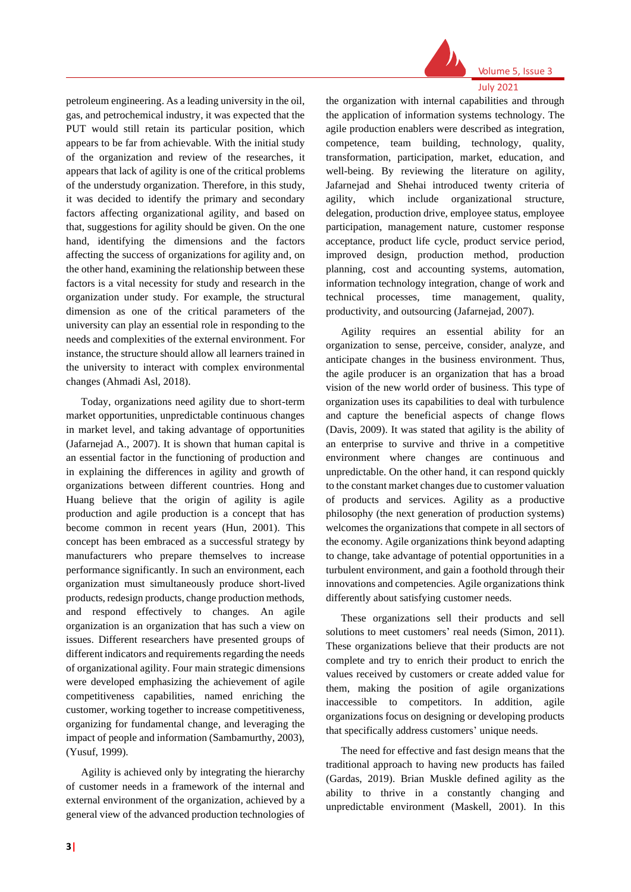petroleum engineering. As a leading university in the oil, gas, and petrochemical industry, it was expected that the PUT would still retain its particular position, which appears to be far from achievable. With the initial study of the organization and review of the researches, it appears that lack of agility is one of the critical problems of the understudy organization. Therefore, in this study, it was decided to identify the primary and secondary factors affecting organizational agility, and based on that, suggestions for agility should be given. On the one hand, identifying the dimensions and the factors affecting the success of organizations for agility and, on the other hand, examining the relationship between these factors is a vital necessity for study and research in the organization under study. For example, the structural dimension as one of the critical parameters of the university can play an essential role in responding to the needs and complexities of the external environment. For instance, the structure should allow all learners trained in the university to interact with complex environmental changes (Ahmadi Asl, 2018).

Today, organizations need agility due to short-term market opportunities, unpredictable continuous changes in market level, and taking advantage of opportunities (Jafarnejad A., 2007). It is shown that human capital is an essential factor in the functioning of production and in explaining the differences in agility and growth of organizations between different countries. Hong and Huang believe that the origin of agility is agile production and agile production is a concept that has become common in recent years (Hun, 2001). This concept has been embraced as a successful strategy by manufacturers who prepare themselves to increase performance significantly. In such an environment, each organization must simultaneously produce short-lived products, redesign products, change production methods, and respond effectively to changes. An agile organization is an organization that has such a view on issues. Different researchers have presented groups of different indicators and requirements regarding the needs of organizational agility. Four main strategic dimensions were developed emphasizing the achievement of agile competitiveness capabilities, named enriching the customer, working together to increase competitiveness, organizing for fundamental change, and leveraging the impact of people and information (Sambamurthy, 2003), (Yusuf, 1999).

Agility is achieved only by integrating the hierarchy of customer needs in a framework of the internal and external environment of the organization, achieved by a general view of the advanced production technologies of the organization with internal capabilities and through the application of information systems technology. The agile production enablers were described as integration, competence, team building, technology, quality, transformation, participation, market, education, and well-being. By reviewing the literature on agility, Jafarnejad and Shehai introduced twenty criteria of agility, which include organizational structure, delegation, production drive, employee status, employee participation, management nature, customer response acceptance, product life cycle, product service period, improved design, production method, production planning, cost and accounting systems, automation, information technology integration, change of work and technical processes, time management, quality, productivity, and outsourcing (Jafarnejad, 2007).

Agility requires an essential ability for an organization to sense, perceive, consider, analyze, and anticipate changes in the business environment. Thus, the agile producer is an organization that has a broad vision of the new world order of business. This type of organization uses its capabilities to deal with turbulence and capture the beneficial aspects of change flows (Davis, 2009). It was stated that agility is the ability of an enterprise to survive and thrive in a competitive environment where changes are continuous and unpredictable. On the other hand, it can respond quickly to the constant market changes due to customer valuation of products and services. Agility as a productive philosophy (the next generation of production systems) welcomes the organizations that compete in all sectors of the economy. Agile organizations think beyond adapting to change, take advantage of potential opportunities in a turbulent environment, and gain a foothold through their innovations and competencies. Agile organizations think differently about satisfying customer needs.

These organizations sell their products and sell solutions to meet customers' real needs (Simon, 2011). These organizations believe that their products are not complete and try to enrich their product to enrich the values received by customers or create added value for them, making the position of agile organizations inaccessible to competitors. In addition, agile organizations focus on designing or developing products that specifically address customers' unique needs.

The need for effective and fast design means that the traditional approach to having new products has failed (Gardas, 2019). Brian Muskle defined agility as the ability to thrive in a constantly changing and unpredictable environment (Maskell, 2001). In this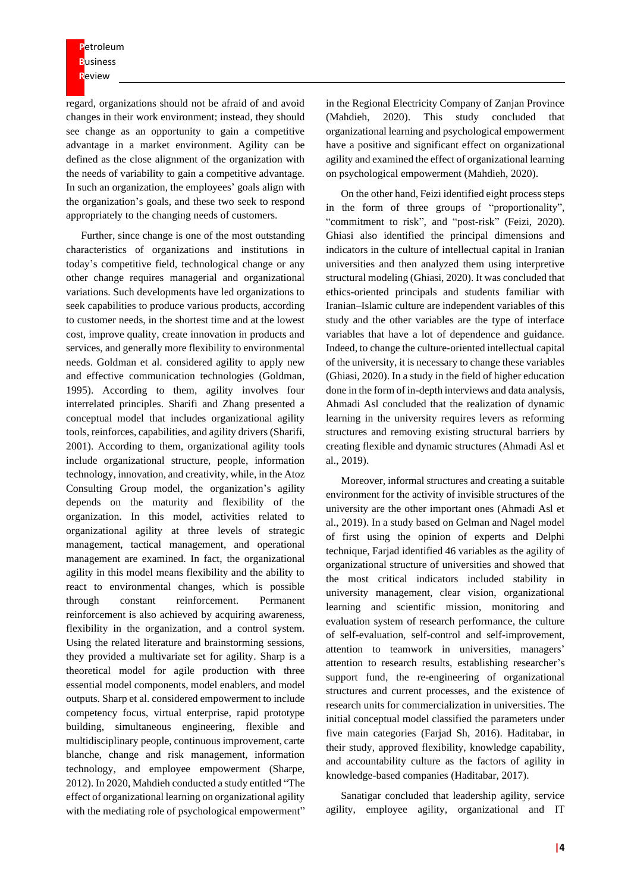regard, organizations should not be afraid of and avoid changes in their work environment; instead, they should see change as an opportunity to gain a competitive advantage in a market environment. Agility can be defined as the close alignment of the organization with the needs of variability to gain a competitive advantage. In such an organization, the employees' goals align with the organization's goals, and these two seek to respond appropriately to the changing needs of customers.

Further, since change is one of the most outstanding characteristics of organizations and institutions in today's competitive field, technological change or any other change requires managerial and organizational variations. Such developments have led organizations to seek capabilities to produce various products, according to customer needs, in the shortest time and at the lowest cost, improve quality, create innovation in products and services, and generally more flexibility to environmental needs. Goldman et al. considered agility to apply new and effective communication technologies (Goldman, 1995). According to them, agility involves four interrelated principles. Sharifi and Zhang presented a conceptual model that includes organizational agility tools, reinforces, capabilities, and agility drivers (Sharifi, 2001). According to them, organizational agility tools include organizational structure, people, information technology, innovation, and creativity, while, in the Atoz Consulting Group model, the organization's agility depends on the maturity and flexibility of the organization. In this model, activities related to organizational agility at three levels of strategic management, tactical management, and operational management are examined. In fact, the organizational agility in this model means flexibility and the ability to react to environmental changes, which is possible through constant reinforcement. Permanent reinforcement is also achieved by acquiring awareness, flexibility in the organization, and a control system. Using the related literature and brainstorming sessions, they provided a multivariate set for agility. Sharp is a theoretical model for agile production with three essential model components, model enablers, and model outputs. Sharp et al. considered empowerment to include competency focus, virtual enterprise, rapid prototype building, simultaneous engineering, flexible and multidisciplinary people, continuous improvement, carte blanche, change and risk management, information technology, and employee empowerment (Sharpe, 2012). In 2020, Mahdieh conducted a study entitled "The effect of organizational learning on organizational agility with the mediating role of psychological empowerment" in the Regional Electricity Company of Zanjan Province (Mahdieh, 2020). This study concluded that organizational learning and psychological empowerment have a positive and significant effect on organizational agility and examined the effect of organizational learning on psychological empowerment (Mahdieh, 2020).

On the other hand, Feizi identified eight process steps in the form of three groups of "proportionality", "commitment to risk", and "post-risk" (Feizi, 2020). Ghiasi also identified the principal dimensions and indicators in the culture of intellectual capital in Iranian universities and then analyzed them using interpretive structural modeling (Ghiasi, 2020). It was concluded that ethics-oriented principals and students familiar with Iranian–Islamic culture are independent variables of this study and the other variables are the type of interface variables that have a lot of dependence and guidance. Indeed, to change the culture-oriented intellectual capital of the university, it is necessary to change these variables (Ghiasi, 2020). In a study in the field of higher education done in the form of in-depth interviews and data analysis, Ahmadi Asl concluded that the realization of dynamic learning in the university requires levers as reforming structures and removing existing structural barriers by creating flexible and dynamic structures (Ahmadi Asl et al., 2019).

Moreover, informal structures and creating a suitable environment for the activity of invisible structures of the university are the other important ones (Ahmadi Asl et al., 2019). In a study based on Gelman and Nagel model of first using the opinion of experts and Delphi technique, Farjad identified 46 variables as the agility of organizational structure of universities and showed that the most critical indicators included stability in university management, clear vision, organizational learning and scientific mission, monitoring and evaluation system of research performance, the culture of self-evaluation, self-control and self-improvement, attention to teamwork in universities, managers' attention to research results, establishing researcher's support fund, the re-engineering of organizational structures and current processes, and the existence of research units for commercialization in universities. The initial conceptual model classified the parameters under five main categories (Farjad Sh, 2016). Haditabar, in their study, approved flexibility, knowledge capability, and accountability culture as the factors of agility in knowledge-based companies (Haditabar, 2017).

Sanatigar concluded that leadership agility, service agility, employee agility, organizational and IT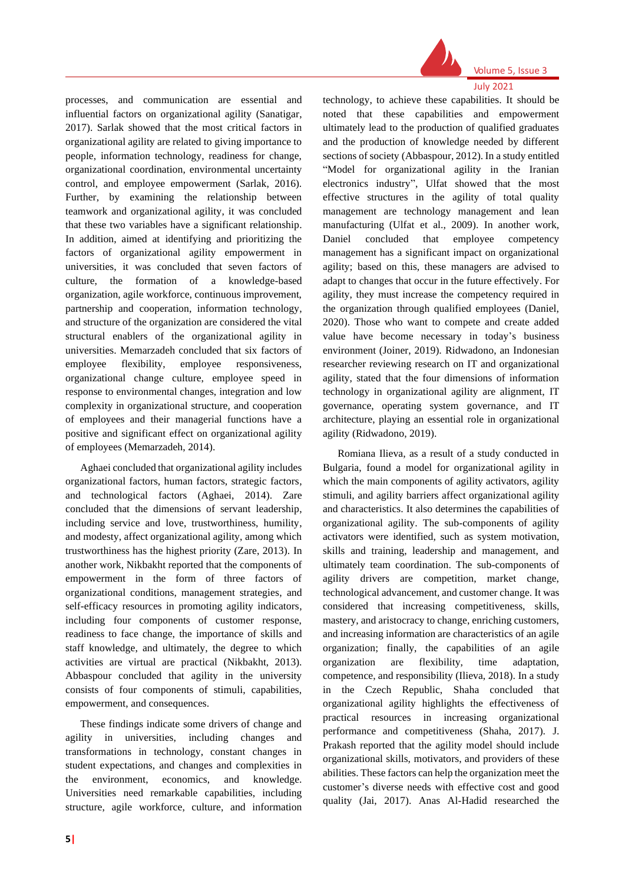processes, and communication are essential and influential factors on organizational agility (Sanatigar, 2017). Sarlak showed that the most critical factors in organizational agility are related to giving importance to people, information technology, readiness for change, organizational coordination, environmental uncertainty control, and employee empowerment (Sarlak, 2016). Further, by examining the relationship between teamwork and organizational agility, it was concluded that these two variables have a significant relationship. In addition, aimed at identifying and prioritizing the factors of organizational agility empowerment in universities, it was concluded that seven factors of culture, the formation of a knowledge-based organization, agile workforce, continuous improvement, partnership and cooperation, information technology, and structure of the organization are considered the vital structural enablers of the organizational agility in universities. Memarzadeh concluded that six factors of employee flexibility, employee responsiveness, organizational change culture, employee speed in response to environmental changes, integration and low complexity in organizational structure, and cooperation of employees and their managerial functions have a positive and significant effect on organizational agility of employees (Memarzadeh, 2014).

Aghaei concluded that organizational agility includes organizational factors, human factors, strategic factors, and technological factors (Aghaei, 2014). Zare concluded that the dimensions of servant leadership, including service and love, trustworthiness, humility, and modesty, affect organizational agility, among which trustworthiness has the highest priority (Zare, 2013). In another work, Nikbakht reported that the components of empowerment in the form of three factors of organizational conditions, management strategies, and self-efficacy resources in promoting agility indicators, including four components of customer response, readiness to face change, the importance of skills and staff knowledge, and ultimately, the degree to which activities are virtual are practical (Nikbakht, 2013). Abbaspour concluded that agility in the university consists of four components of stimuli, capabilities, empowerment, and consequences.

These findings indicate some drivers of change and agility in universities, including changes and transformations in technology, constant changes in student expectations, and changes and complexities in the environment, economics, and knowledge. Universities need remarkable capabilities, including structure, agile workforce, culture, and information technology, to achieve these capabilities. It should be noted that these capabilities and empowerment ultimately lead to the production of qualified graduates and the production of knowledge needed by different sections of society (Abbaspour, 2012). In a study entitled "Model for organizational agility in the Iranian electronics industry", Ulfat showed that the most effective structures in the agility of total quality management are technology management and lean manufacturing (Ulfat et al., 2009). In another work, Daniel concluded that employee competency management has a significant impact on organizational agility; based on this, these managers are advised to adapt to changes that occur in the future effectively. For agility, they must increase the competency required in the organization through qualified employees (Daniel, 2020). Those who want to compete and create added value have become necessary in today's business environment (Joiner, 2019). Ridwadono, an Indonesian researcher reviewing research on IT and organizational agility, stated that the four dimensions of information technology in organizational agility are alignment, IT governance, operating system governance, and IT architecture, playing an essential role in organizational agility (Ridwadono, 2019).

Romiana Ilieva, as a result of a study conducted in Bulgaria, found a model for organizational agility in which the main components of agility activators, agility stimuli, and agility barriers affect organizational agility and characteristics. It also determines the capabilities of organizational agility. The sub-components of agility activators were identified, such as system motivation, skills and training, leadership and management, and ultimately team coordination. The sub-components of agility drivers are competition, market change, technological advancement, and customer change. It was considered that increasing competitiveness, skills, mastery, and aristocracy to change, enriching customers, and increasing information are characteristics of an agile organization; finally, the capabilities of an agile organization are flexibility, time adaptation, competence, and responsibility (Ilieva, 2018). In a study in the Czech Republic, Shaha concluded that organizational agility highlights the effectiveness of practical resources in increasing organizational performance and competitiveness (Shaha, 2017). J. Prakash reported that the agility model should include organizational skills, motivators, and providers of these abilities. These factors can help the organization meet the customer's diverse needs with effective cost and good quality (Jai, 2017). Anas Al-Hadid researched the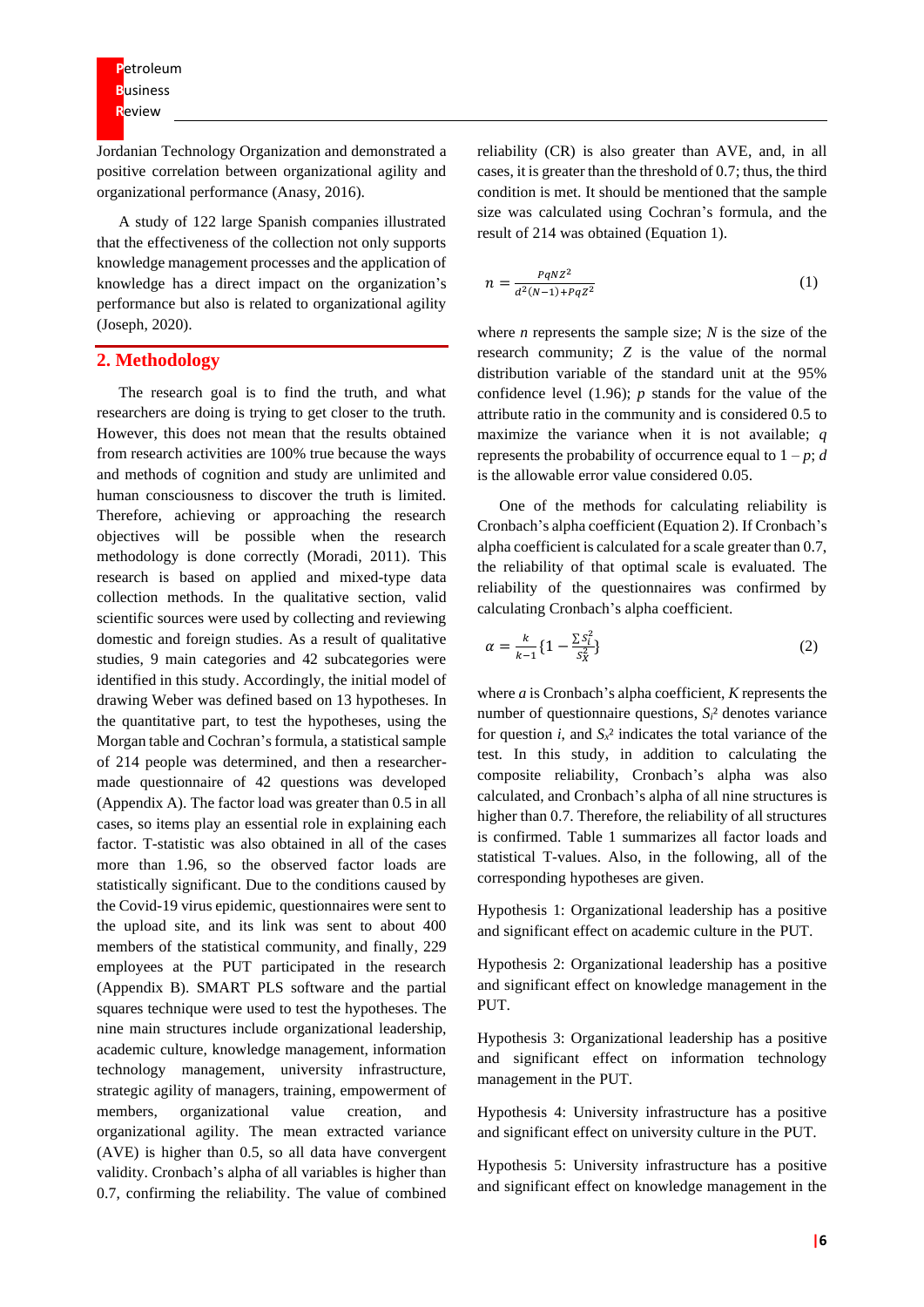Jordanian Technology Organization and demonstrated a positive correlation between organizational agility and organizational performance (Anasy, 2016).

A study of 122 large Spanish companies illustrated that the effectiveness of the collection not only supports knowledge management processes and the application of knowledge has a direct impact on the organization's performance but also is related to organizational agility (Joseph, 2020).

## 2. Methodology

The research goal is to find the truth, and what researchers are doing is trying to get closer to the truth. However, this does not mean that the results obtained from research activities are 100% true because the ways and methods of cognition and study are unlimited and human consciousness to discover the truth is limited. Therefore, achieving or approaching the research objectives will be possible when the research methodology is done correctly (Moradi, 2011). This research is based on applied and mixed-type data collection methods. In the qualitative section, valid scientific sources were used by collecting and reviewing domestic and foreign studies. As a result of qualitative studies, 9 main categories and 42 subcategories were identified in this study. Accordingly, the initial model of drawing Weber was defined based on 13 hypotheses. In the quantitative part, to test the hypotheses, using the Morgan table and Cochran's formula, a statistical sample of 214 people was determined, and then a researcher-made questionnaire of 42 questions was developed (Appendix A). The factor load was greater than 0.5 in all cases, so items play an essential role in explaining each factor. T-statistic was also obtained in all of the cases more than 1.96, so the observed factor loads are statistically significant. Due to the conditions caused by the Covid-19 virus epidemic, questionnaires were sent to the upload site, and its link was sent to about 400 members of the statistical community, and finally, 229 employees at the PUT participated in the research (Appendix B). SMART PLS software and the partial squares technique were used to test the hypotheses. The nine main structures include organizational leadership, academic culture, knowledge management, information technology management, university infrastructure, strategic agility of managers, training, empowerment of members, organizational value creation, and organizational agility. The mean extracted variance (AVE) is higher than 0.5, so all data have convergent validity. Cronbach's alpha of all variables is higher than 0.7, confirming the reliability. The value of combined reliability (CR) is also greater than AVE, and, in all cases, it is greater than the threshold of 0.7; thus, the third condition is met. It should be mentioned that the sample size was calculated using Cochran's formula, and the result of 214 was obtained (Equation 1).

$$n = \frac{PqNZ^2}{d^2(N-1)+PqZ^2} \tag{1}$$

where $n$ represents the sample size; $N$ is the size of the research community; $Z$ is the value of the normal distribution variable of the standard unit at the 95% confidence level (1.96); $p$ stands for the value of the attribute ratio in the community and is considered 0.5 to maximize the variance when it is not available; $q$ represents the probability of occurrence equal to $1 - p$; $d$ is the allowable error value considered 0.05.

One of the methods for calculating reliability is Cronbach's alpha coefficient (Equation 2). If Cronbach's alpha coefficient is calculated for a scale greater than 0.7, the reliability of that optimal scale is evaluated. The reliability of the questionnaires was confirmed by calculating Cronbach's alpha coefficient.

$$\alpha = \frac{k}{k-1}\{1 - \frac{\sum S_i^2}{S_X^2}\} \tag{2}$$

where $\alpha$ is Cronbach's alpha coefficient, $K$ represents the number of questionnaire questions, $S_i^2$ denotes variance for question $i$, and $S_x^2$ indicates the total variance of the test. In this study, in addition to calculating the composite reliability, Cronbach's alpha was also calculated, and Cronbach's alpha of all nine structures is higher than 0.7. Therefore, the reliability of all structures is confirmed. Table 1 summarizes all factor loads and statistical T-values. Also, in the following, all of the corresponding hypotheses are given.

Hypothesis 1: Organizational leadership has a positive and significant effect on academic culture in the PUT.

Hypothesis 2: Organizational leadership has a positive and significant effect on knowledge management in the PUT.

Hypothesis 3: Organizational leadership has a positive and significant effect on information technology management in the PUT.

Hypothesis 4: University infrastructure has a positive and significant effect on university culture in the PUT.

Hypothesis 5: University infrastructure has a positive and significant effect on knowledge management in the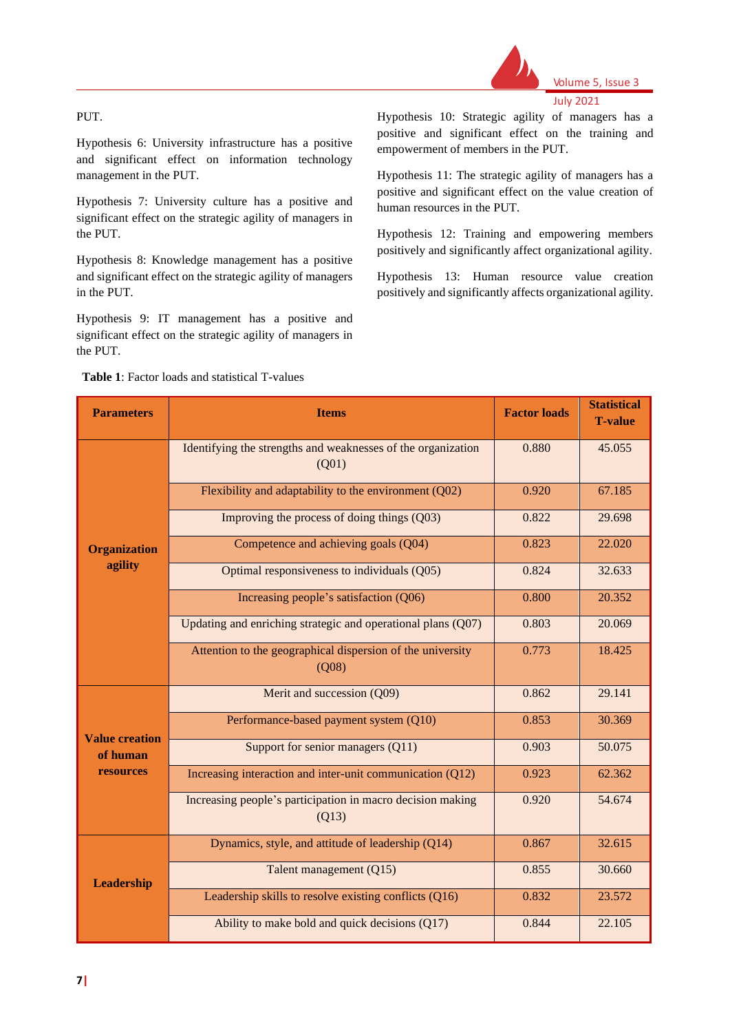PUT.

Hypothesis 6: University infrastructure has a positive and significant effect on information technology management in the PUT.

Hypothesis 7: University culture has a positive and significant effect on the strategic agility of managers in the PUT.

Hypothesis 8: Knowledge management has a positive and significant effect on the strategic agility of managers in the PUT.

Hypothesis 9: IT management has a positive and significant effect on the strategic agility of managers in the PUT.

Hypothesis 10: Strategic agility of managers has a positive and significant effect on the training and empowerment of members in the PUT.

Hypothesis 11: The strategic agility of managers has a positive and significant effect on the value creation of human resources in the PUT.

Hypothesis 12: Training and empowering members positively and significantly affect organizational agility.

Hypothesis 13: Human resource value creation positively and significantly affects organizational agility.

**Table 1**: Factor loads and statistical T-values

| Parameters | Items | Factor loads | Statistical T-value |
|---|---|---|---|
| Organization agility | Identifying the strengths and weaknesses of the organization (Q01) | 0.880 | 45.055 |
| | Flexibility and adaptability to the environment (Q02) | 0.920 | 67.185 |
| | Improving the process of doing things (Q03) | 0.822 | 29.698 |
| | Competence and achieving goals (Q04) | 0.823 | 22.020 |
| | Optimal responsiveness to individuals (Q05) | 0.824 | 32.633 |
| | Increasing people's satisfaction (Q06) | 0.800 | 20.352 |
| | Updating and enriching strategic and operational plans (Q07) | 0.803 | 20.069 |
| | Attention to the geographical dispersion of the university (Q08) | 0.773 | 18.425 |
| Value creation of human resources | Merit and succession (Q09) | 0.862 | 29.141 |
| | Performance-based payment system (Q10) | 0.853 | 30.369 |
| | Support for senior managers (Q11) | 0.903 | 50.075 |
| | Increasing interaction and inter-unit communication (Q12) | 0.923 | 62.362 |
| | Increasing people's participation in macro decision making (Q13) | 0.920 | 54.674 |
| Leadership | Dynamics, style, and attitude of leadership (Q14) | 0.867 | 32.615 |
| | Talent management (Q15) | 0.855 | 30.660 |
| | Leadership skills to resolve existing conflicts (Q16) | 0.832 | 23.572 |
| | Ability to make bold and quick decisions (Q17) | 0.844 | 22.105 |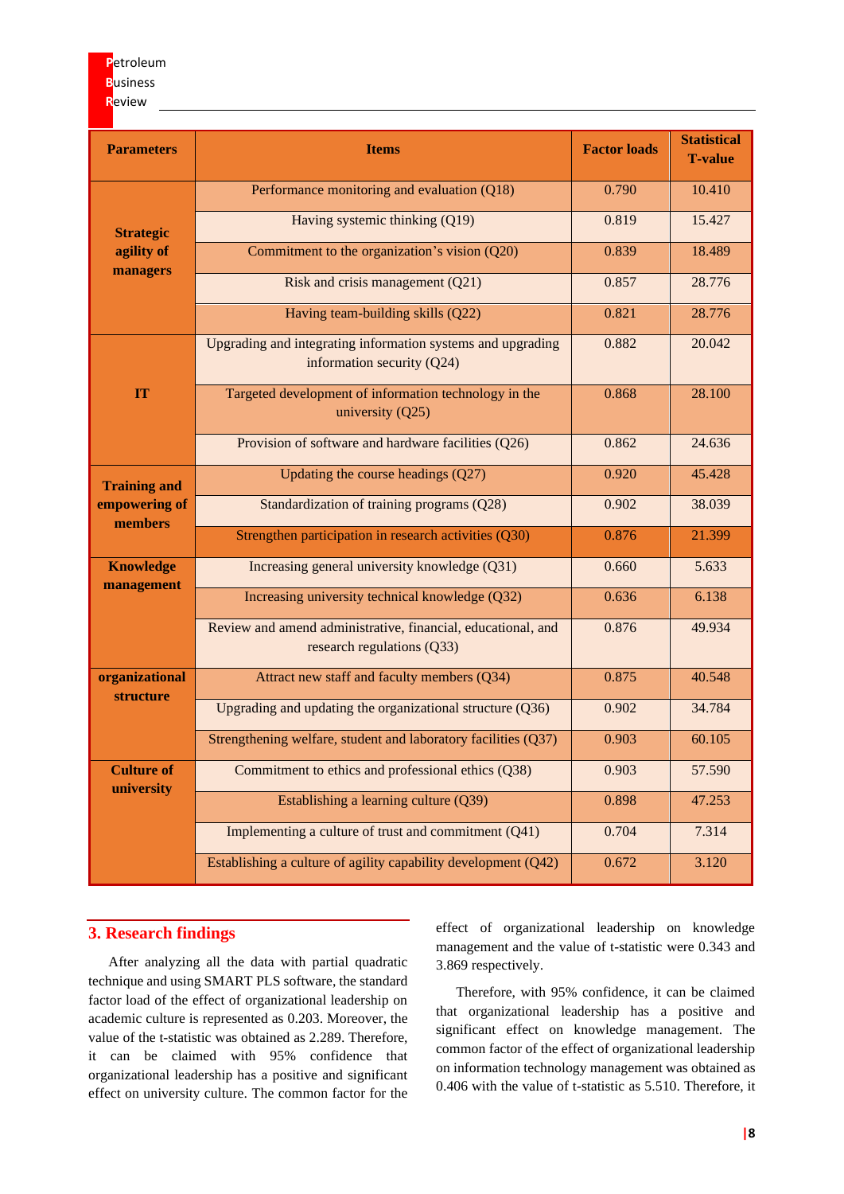| Parameters | Items | Factor loads | Statistical T-value |
|---|---|---|---|
| Strategic agility of managers | Performance monitoring and evaluation (Q18) | 0.790 | 10.410 |
| | Having systemic thinking (Q19) | 0.819 | 15.427 |
| | Commitment to the organization's vision (Q20) | 0.839 | 18.489 |
| | Risk and crisis management (Q21) | 0.857 | 28.776 |
| | Having team-building skills (Q22) | 0.821 | 28.776 |
| IT | Upgrading and integrating information systems and upgrading information security (Q24) | 0.882 | 20.042 |
| | Targeted development of information technology in the university (Q25) | 0.868 | 28.100 |
| | Provision of software and hardware facilities (Q26) | 0.862 | 24.636 |
| Training and empowering of members | Updating the course headings (Q27) | 0.920 | 45.428 |
| | Standardization of training programs (Q28) | 0.902 | 38.039 |
| | Strengthen participation in research activities (Q30) | 0.876 | 21.399 |
| Knowledge management | Increasing general university knowledge (Q31) | 0.660 | 5.633 |
| | Increasing university technical knowledge (Q32) | 0.636 | 6.138 |
| | Review and amend administrative, financial, educational, and research regulations (Q33) | 0.876 | 49.934 |
| organizational structure | Attract new staff and faculty members (Q34) | 0.875 | 40.548 |
| | Upgrading and updating the organizational structure (Q36) | 0.902 | 34.784 |
| | Strengthening welfare, student and laboratory facilities (Q37) | 0.903 | 60.105 |
| Culture of university | Commitment to ethics and professional ethics (Q38) | 0.903 | 57.590 |
| | Establishing a learning culture (Q39) | 0.898 | 47.253 |
| | Implementing a culture of trust and commitment (Q41) | 0.704 | 7.314 |
| | Establishing a culture of agility capability development (Q42) | 0.672 | 3.120 |

## 3. Research findings

After analyzing all the data with partial quadratic technique and using SMART PLS software, the standard factor load of the effect of organizational leadership on academic culture is represented as 0.203. Moreover, the value of the t-statistic was obtained as 2.289. Therefore, it can be claimed with 95% confidence that organizational leadership has a positive and significant effect on university culture. The common factor for the effect of organizational leadership on knowledge management and the value of t-statistic were 0.343 and 3.869 respectively.

Therefore, with 95% confidence, it can be claimed that organizational leadership has a positive and significant effect on knowledge management. The common factor of the effect of organizational leadership on information technology management was obtained as 0.406 with the value of t-statistic as 5.510. Therefore, it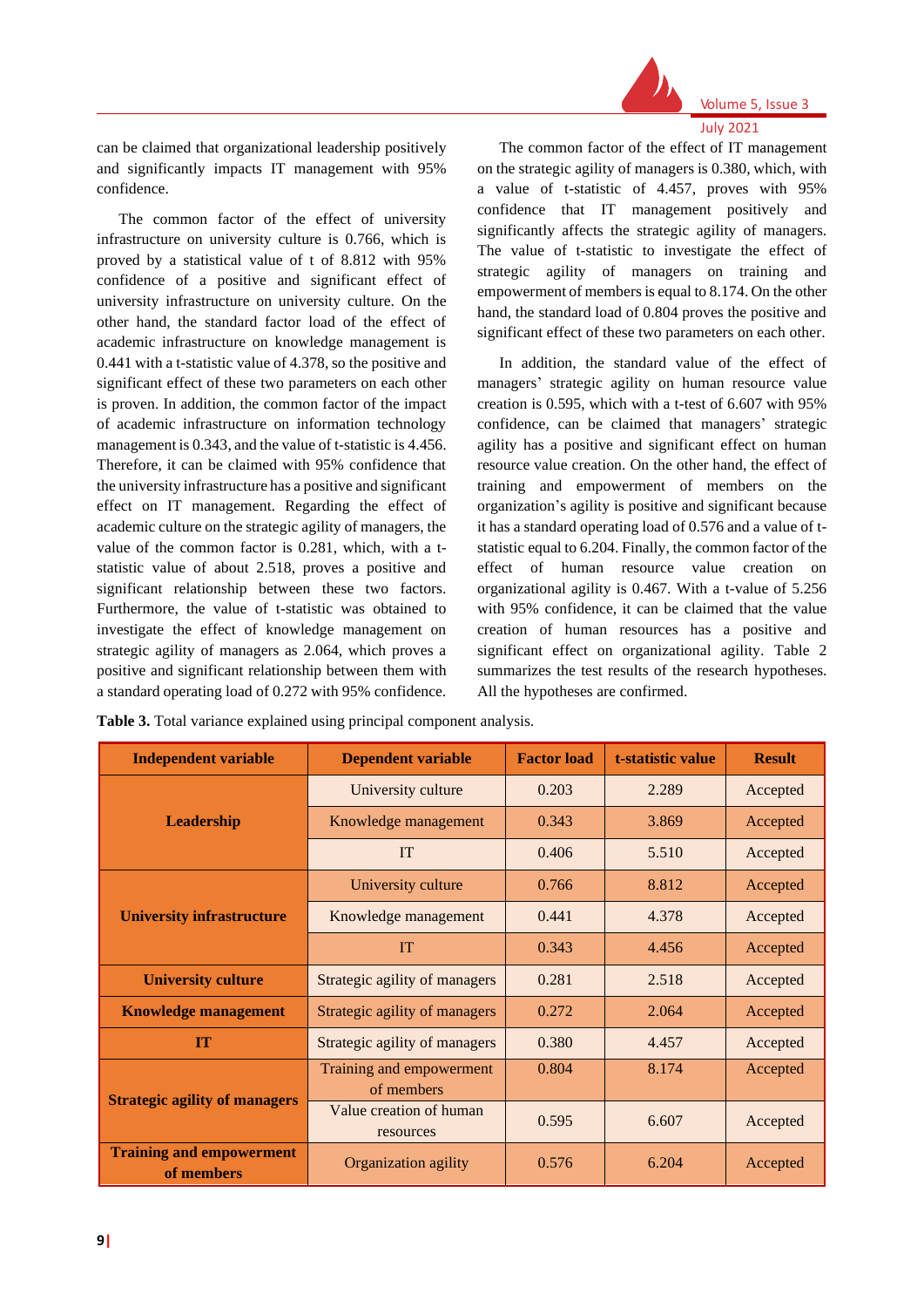can be claimed that organizational leadership positively and significantly impacts IT management with 95% confidence.

The common factor of the effect of university infrastructure on university culture is 0.766, which is proved by a statistical value of t of 8.812 with 95% confidence of a positive and significant effect of university infrastructure on university culture. On the other hand, the standard factor load of the effect of academic infrastructure on knowledge management is 0.441 with a t-statistic value of 4.378, so the positive and significant effect of these two parameters on each other is proven. In addition, the common factor of the impact of academic infrastructure on information technology management is 0.343, and the value of t-statistic is 4.456. Therefore, it can be claimed with 95% confidence that the university infrastructure has a positive and significant effect on IT management. Regarding the effect of academic culture on the strategic agility of managers, the value of the common factor is 0.281, which, with a t-statistic value of about 2.518, proves a positive and significant relationship between these two factors. Furthermore, the value of t-statistic was obtained to investigate the effect of knowledge management on strategic agility of managers as 2.064, which proves a positive and significant relationship between them with a standard operating load of 0.272 with 95% confidence.

The common factor of the effect of IT management on the strategic agility of managers is 0.380, which, with a value of t-statistic of 4.457, proves with 95% confidence that IT management positively and significantly affects the strategic agility of managers. The value of t-statistic to investigate the effect of strategic agility of managers on training and empowerment of members is equal to 8.174. On the other hand, the standard load of 0.804 proves the positive and significant effect of these two parameters on each other.

In addition, the standard value of the effect of managers' strategic agility on human resource value creation is 0.595, which with a t-test of 6.607 with 95% confidence, can be claimed that managers' strategic agility has a positive and significant effect on human resource value creation. On the other hand, the effect of training and empowerment of members on the organization's agility is positive and significant because it has a standard operating load of 0.576 and a value of t-statistic equal to 6.204. Finally, the common factor of the effect of human resource value creation on organizational agility is 0.467. With a t-value of 5.256 with 95% confidence, it can be claimed that the value creation of human resources has a positive and significant effect on organizational agility. Table 2 summarizes the test results of the research hypotheses. All the hypotheses are confirmed.

**Table 3.** Total variance explained using principal component analysis.

| Independent variable | Dependent variable | Factor load | t-statistic value | Result |
|---|---|---|---|---|
| **Leadership** | University culture | 0.203 | 2.289 | Accepted |
| | Knowledge management | 0.343 | 3.869 | Accepted |
| | IT | 0.406 | 5.510 | Accepted |
| **University infrastructure** | University culture | 0.766 | 8.812 | Accepted |
| | Knowledge management | 0.441 | 4.378 | Accepted |
| | IT | 0.343 | 4.456 | Accepted |
| **University culture** | Strategic agility of managers | 0.281 | 2.518 | Accepted |
| **Knowledge management** | Strategic agility of managers | 0.272 | 2.064 | Accepted |
| **IT** | Strategic agility of managers | 0.380 | 4.457 | Accepted |
| **Strategic agility of managers** | Training and empowerment of members | 0.804 | 8.174 | Accepted |
| | Value creation of human resources | 0.595 | 6.607 | Accepted |
| **Training and empowerment of members** | Organization agility | 0.576 | 6.204 | Accepted |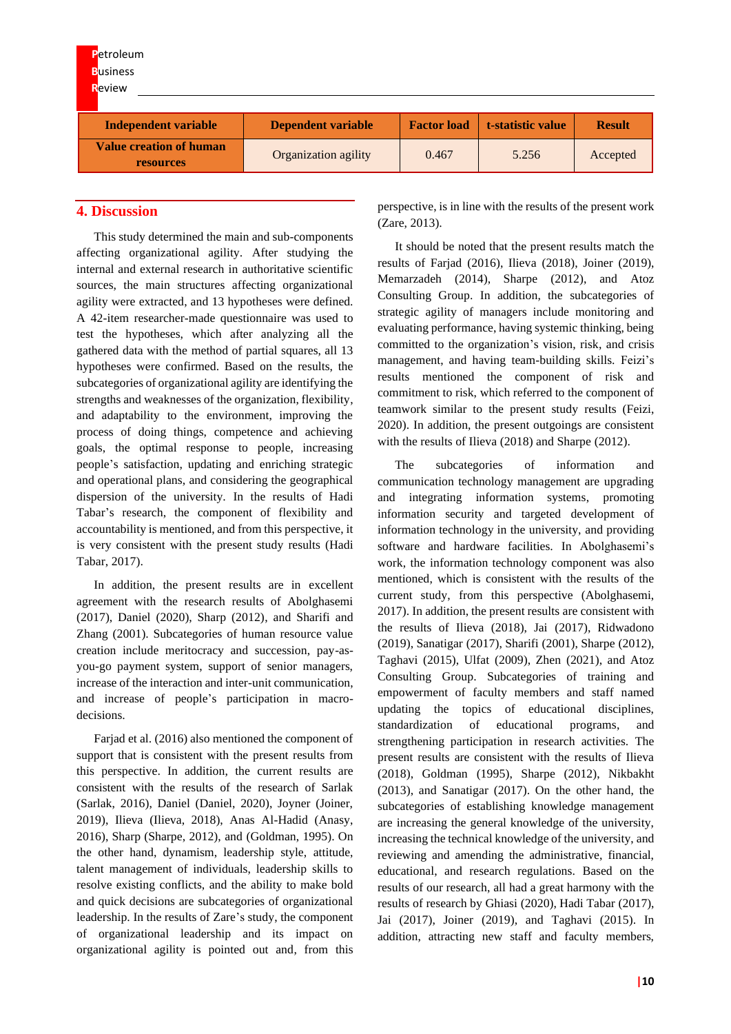| Independent variable | Dependent variable | Factor load | t-statistic value | Result |
|---|---|---|---|---|
| Value creation of human resources | Organization agility | 0.467 | 5.256 | Accepted |

## 4. Discussion

This study determined the main and sub-components affecting organizational agility. After studying the internal and external research in authoritative scientific sources, the main structures affecting organizational agility were extracted, and 13 hypotheses were defined. A 42-item researcher-made questionnaire was used to test the hypotheses, which after analyzing all the gathered data with the method of partial squares, all 13 hypotheses were confirmed. Based on the results, the subcategories of organizational agility are identifying the strengths and weaknesses of the organization, flexibility, and adaptability to the environment, improving the process of doing things, competence and achieving goals, the optimal response to people, increasing people's satisfaction, updating and enriching strategic and operational plans, and considering the geographical dispersion of the university. In the results of Hadi Tabar's research, the component of flexibility and accountability is mentioned, and from this perspective, it is very consistent with the present study results (Hadi Tabar, 2017).

In addition, the present results are in excellent agreement with the research results of Abolghasemi (2017), Daniel (2020), Sharp (2012), and Sharifi and Zhang (2001). Subcategories of human resource value creation include meritocracy and succession, pay-as-you-go payment system, support of senior managers, increase of the interaction and inter-unit communication, and increase of people's participation in macro-decisions.

Farjad et al. (2016) also mentioned the component of support that is consistent with the present results from this perspective. In addition, the current results are consistent with the results of the research of Sarlak (Sarlak, 2016), Daniel (Daniel, 2020), Joyner (Joiner, 2019), Ilieva (Ilieva, 2018), Anas Al-Hadid (Anasy, 2016), Sharp (Sharpe, 2012), and (Goldman, 1995). On the other hand, dynamism, leadership style, attitude, talent management of individuals, leadership skills to resolve existing conflicts, and the ability to make bold and quick decisions are subcategories of organizational leadership. In the results of Zare's study, the component of organizational leadership and its impact on organizational agility is pointed out and, from this perspective, is in line with the results of the present work (Zare, 2013).

It should be noted that the present results match the results of Farjad (2016), Ilieva (2018), Joiner (2019), Memarzadeh (2014), Sharpe (2012), and Atoz Consulting Group. In addition, the subcategories of strategic agility of managers include monitoring and evaluating performance, having systemic thinking, being committed to the organization's vision, risk, and crisis management, and having team-building skills. Feizi's results mentioned the component of risk and commitment to risk, which referred to the component of teamwork similar to the present study results (Feizi, 2020). In addition, the present outgoings are consistent with the results of Ilieva (2018) and Sharpe (2012).

The subcategories of information and communication technology management are upgrading and integrating information systems, promoting information security and targeted development of information technology in the university, and providing software and hardware facilities. In Abolghasemi's work, the information technology component was also mentioned, which is consistent with the results of the current study, from this perspective (Abolghasemi, 2017). In addition, the present results are consistent with the results of Ilieva (2018), Jai (2017), Ridwadono (2019), Sanatigar (2017), Sharifi (2001), Sharpe (2012), Taghavi (2015), Ulfat (2009), Zhen (2021), and Atoz Consulting Group. Subcategories of training and empowerment of faculty members and staff named updating the topics of educational disciplines, standardization of educational programs, and strengthening participation in research activities. The present results are consistent with the results of Ilieva (2018), Goldman (1995), Sharpe (2012), Nikbakht (2013), and Sanatigar (2017). On the other hand, the subcategories of establishing knowledge management are increasing the general knowledge of the university, increasing the technical knowledge of the university, and reviewing and amending the administrative, financial, educational, and research regulations. Based on the results of our research, all had a great harmony with the results of research by Ghiasi (2020), Hadi Tabar (2017), Jai (2017), Joiner (2019), and Taghavi (2015). In addition, attracting new staff and faculty members,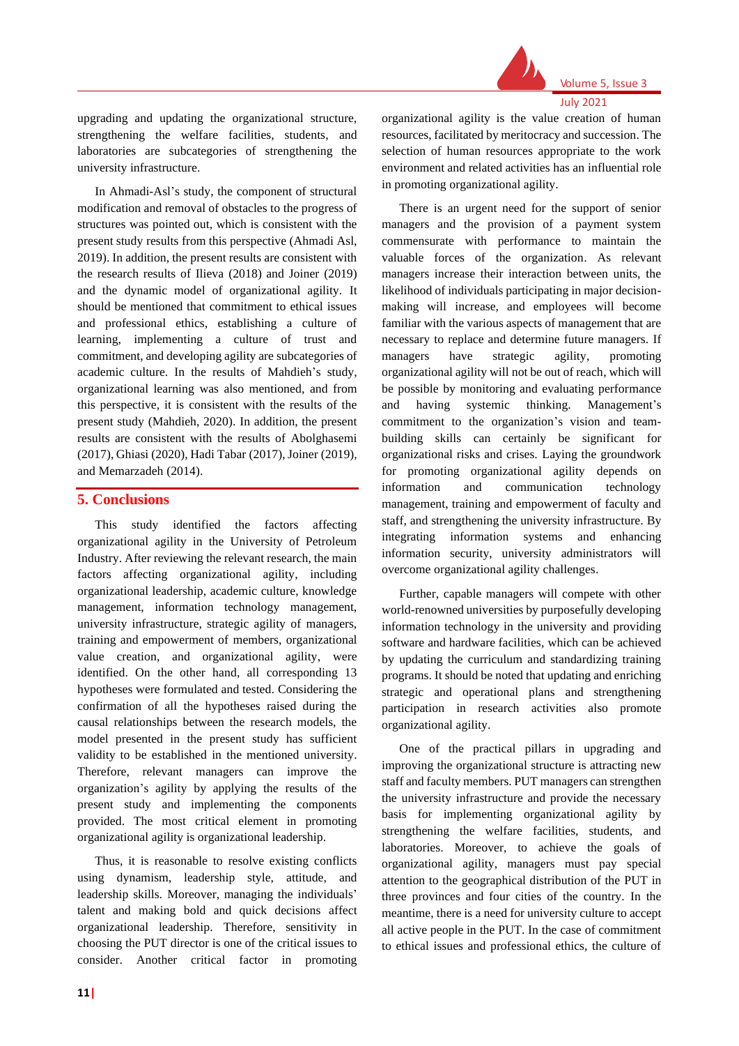upgrading and updating the organizational structure, strengthening the welfare facilities, students, and laboratories are subcategories of strengthening the university infrastructure.

In Ahmadi-Asl's study, the component of structural modification and removal of obstacles to the progress of structures was pointed out, which is consistent with the present study results from this perspective (Ahmadi Asl, 2019). In addition, the present results are consistent with the research results of Ilieva (2018) and Joiner (2019) and the dynamic model of organizational agility. It should be mentioned that commitment to ethical issues and professional ethics, establishing a culture of learning, implementing a culture of trust and commitment, and developing agility are subcategories of academic culture. In the results of Mahdieh's study, organizational learning was also mentioned, and from this perspective, it is consistent with the results of the present study (Mahdieh, 2020). In addition, the present results are consistent with the results of Abolghasemi (2017), Ghiasi (2020), Hadi Tabar (2017), Joiner (2019), and Memarzadeh (2014).

## 5. Conclusions

This study identified the factors affecting organizational agility in the University of Petroleum Industry. After reviewing the relevant research, the main factors affecting organizational agility, including organizational leadership, academic culture, knowledge management, information technology management, university infrastructure, strategic agility of managers, training and empowerment of members, organizational value creation, and organizational agility, were identified. On the other hand, all corresponding 13 hypotheses were formulated and tested. Considering the confirmation of all the hypotheses raised during the causal relationships between the research models, the model presented in the present study has sufficient validity to be established in the mentioned university. Therefore, relevant managers can improve the organization's agility by applying the results of the present study and implementing the components provided. The most critical element in promoting organizational agility is organizational leadership.

Thus, it is reasonable to resolve existing conflicts using dynamism, leadership style, attitude, and leadership skills. Moreover, managing the individuals' talent and making bold and quick decisions affect organizational leadership. Therefore, sensitivity in choosing the PUT director is one of the critical issues to consider. Another critical factor in promoting organizational agility is the value creation of human resources, facilitated by meritocracy and succession. The selection of human resources appropriate to the work environment and related activities has an influential role in promoting organizational agility.

There is an urgent need for the support of senior managers and the provision of a payment system commensurate with performance to maintain the valuable forces of the organization. As relevant managers increase their interaction between units, the likelihood of individuals participating in major decision-making will increase, and employees will become familiar with the various aspects of management that are necessary to replace and determine future managers. If managers have strategic agility, promoting organizational agility will not be out of reach, which will be possible by monitoring and evaluating performance and having systemic thinking. Management's commitment to the organization's vision and team-building skills can certainly be significant for organizational risks and crises. Laying the groundwork for promoting organizational agility depends on information and communication technology management, training and empowerment of faculty and staff, and strengthening the university infrastructure. By integrating information systems and enhancing information security, university administrators will overcome organizational agility challenges.

Further, capable managers will compete with other world-renowned universities by purposefully developing information technology in the university and providing software and hardware facilities, which can be achieved by updating the curriculum and standardizing training programs. It should be noted that updating and enriching strategic and operational plans and strengthening participation in research activities also promote organizational agility.

One of the practical pillars in upgrading and improving the organizational structure is attracting new staff and faculty members. PUT managers can strengthen the university infrastructure and provide the necessary basis for implementing organizational agility by strengthening the welfare facilities, students, and laboratories. Moreover, to achieve the goals of organizational agility, managers must pay special attention to the geographical distribution of the PUT in three provinces and four cities of the country. In the meantime, there is a need for university culture to accept all active people in the PUT. In the case of commitment to ethical issues and professional ethics, the culture of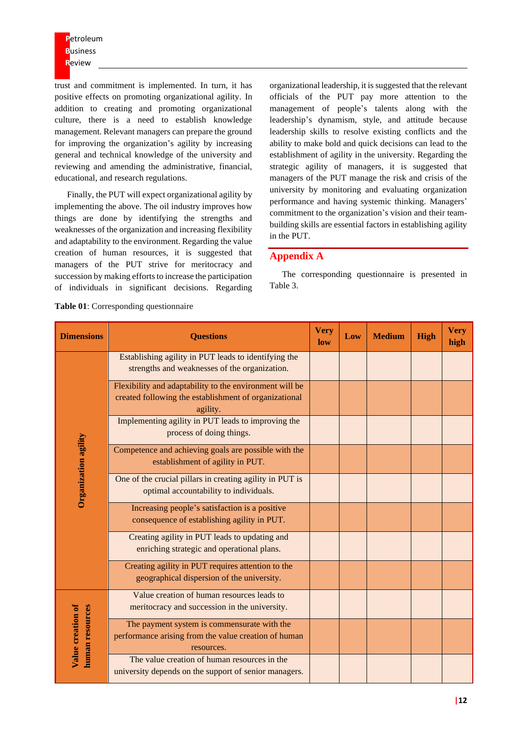trust and commitment is implemented. In turn, it has positive effects on promoting organizational agility. In addition to creating and promoting organizational culture, there is a need to establish knowledge management. Relevant managers can prepare the ground for improving the organization's agility by increasing general and technical knowledge of the university and reviewing and amending the administrative, financial, educational, and research regulations.

Finally, the PUT will expect organizational agility by implementing the above. The oil industry improves how things are done by identifying the strengths and weaknesses of the organization and increasing flexibility and adaptability to the environment. Regarding the value creation of human resources, it is suggested that managers of the PUT strive for meritocracy and succession by making efforts to increase the participation of individuals in significant decisions. Regarding organizational leadership, it is suggested that the relevant officials of the PUT pay more attention to the management of people's talents along with the leadership's dynamism, style, and attitude because leadership skills to resolve existing conflicts and the ability to make bold and quick decisions can lead to the establishment of agility in the university. Regarding the strategic agility of managers, it is suggested that managers of the PUT manage the risk and crisis of the university by monitoring and evaluating organization performance and having systemic thinking. Managers' commitment to the organization's vision and their team-building skills are essential factors in establishing agility in the PUT.

## Appendix A

The corresponding questionnaire is presented in Table 3.

**Table 01**: Corresponding questionnaire

| Dimensions | Questions | Very low | Low | Medium | High | Very high |
|---|---|---|---|---|---|---|
| Organization agility | Establishing agility in PUT leads to identifying the strengths and weaknesses of the organization. | | | | | |
| | Flexibility and adaptability to the environment will be created following the establishment of organizational agility. | | | | | |
| | Implementing agility in PUT leads to improving the process of doing things. | | | | | |
| | Competence and achieving goals are possible with the establishment of agility in PUT. | | | | | |
| | One of the crucial pillars in creating agility in PUT is optimal accountability to individuals. | | | | | |
| | Increasing people's satisfaction is a positive consequence of establishing agility in PUT. | | | | | |
| | Creating agility in PUT leads to updating and enriching strategic and operational plans. | | | | | |
| | Creating agility in PUT requires attention to the geographical dispersion of the university. | | | | | |
| Value creation of human resources | Value creation of human resources leads to meritocracy and succession in the university. | | | | | |
| | The payment system is commensurate with the performance arising from the value creation of human resources. | | | | | |
| | The value creation of human resources in the university depends on the support of senior managers. | | | | | |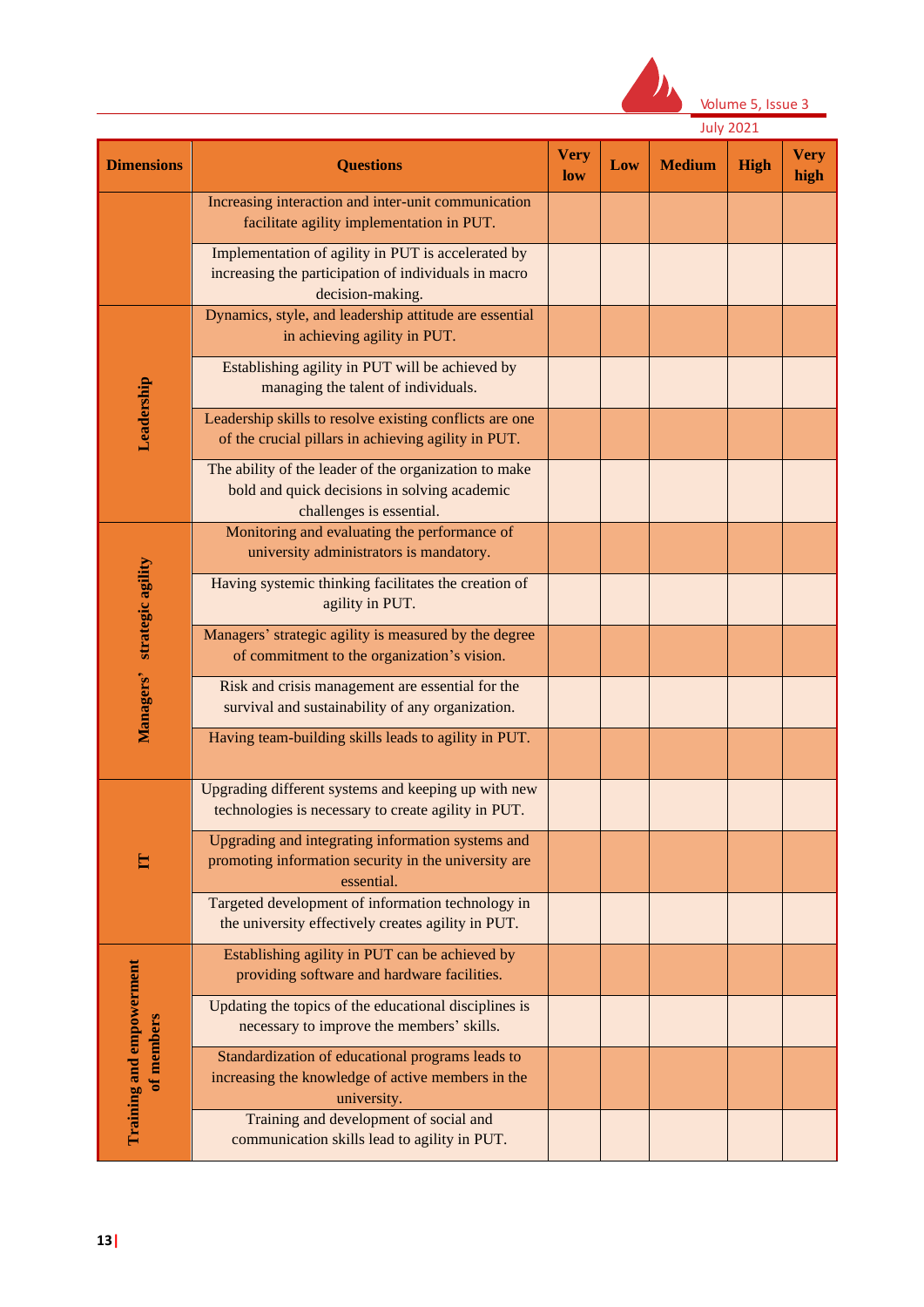| Dimensions | Questions | Very low | Low | Medium | High | Very high |
|---|---|---|---|---|---|---|
| | Increasing interaction and inter-unit communication facilitate agility implementation in PUT. | | | | | |
| | Implementation of agility in PUT is accelerated by increasing the participation of individuals in macro decision-making. | | | | | |
| Leadership | Dynamics, style, and leadership attitude are essential in achieving agility in PUT. | | | | | |
| | Establishing agility in PUT will be achieved by managing the talent of individuals. | | | | | |
| | Leadership skills to resolve existing conflicts are one of the crucial pillars in achieving agility in PUT. | | | | | |
| | The ability of the leader of the organization to make bold and quick decisions in solving academic challenges is essential. | | | | | |
| Managers' strategic agility | Monitoring and evaluating the performance of university administrators is mandatory. | | | | | |
| | Having systemic thinking facilitates the creation of agility in PUT. | | | | | |
| | Managers' strategic agility is measured by the degree of commitment to the organization's vision. | | | | | |
| | Risk and crisis management are essential for the survival and sustainability of any organization. | | | | | |
| | Having team-building skills leads to agility in PUT. | | | | | |
| IT | Upgrading different systems and keeping up with new technologies is necessary to create agility in PUT. | | | | | |
| | Upgrading and integrating information systems and promoting information security in the university are essential. | | | | | |
| | Targeted development of information technology in the university effectively creates agility in PUT. | | | | | |
| Training and empowerment of members | Establishing agility in PUT can be achieved by providing software and hardware facilities. | | | | | |
| | Updating the topics of the educational disciplines is necessary to improve the members' skills. | | | | | |
| | Standardization of educational programs leads to increasing the knowledge of active members in the university. | | | | | |
| | Training and development of social and communication skills lead to agility in PUT. | | | | | |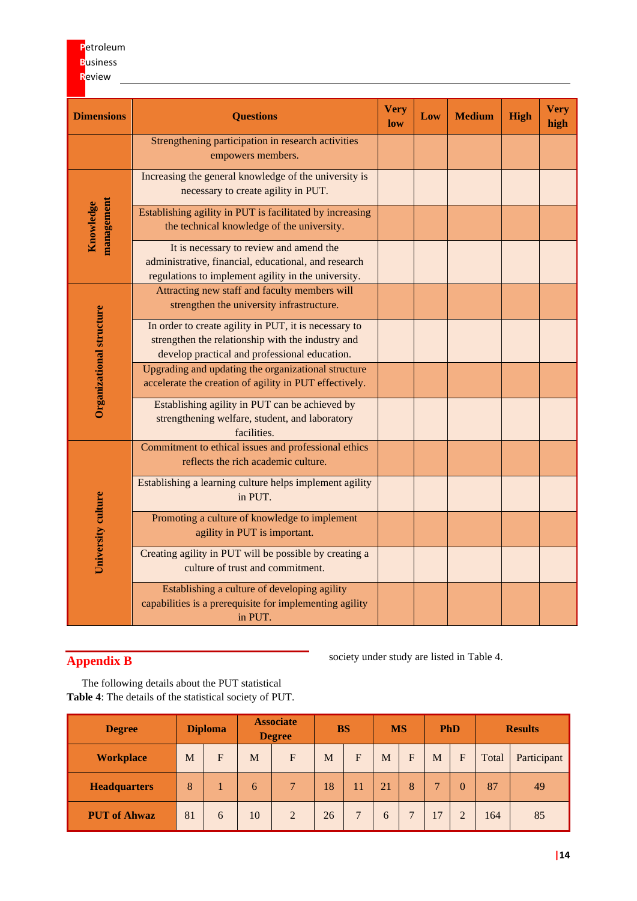| Dimensions | Questions | Very low | Low | Medium | High | Very high |
|---|---|---|---|---|---|---|
| | Strengthening participation in research activities empowers members. | | | | | |
| Knowledge management | Increasing the general knowledge of the university is necessary to create agility in PUT. | | | | | |
| | Establishing agility in PUT is facilitated by increasing the technical knowledge of the university. | | | | | |
| | It is necessary to review and amend the administrative, financial, educational, and research regulations to implement agility in the university. | | | | | |
| Organizational structure | Attracting new staff and faculty members will strengthen the university infrastructure. | | | | | |
| | In order to create agility in PUT, it is necessary to strengthen the relationship with the industry and develop practical and professional education. | | | | | |
| | Upgrading and updating the organizational structure accelerate the creation of agility in PUT effectively. | | | | | |
| | Establishing agility in PUT can be achieved by strengthening welfare, student, and laboratory facilities. | | | | | |
| University culture | Commitment to ethical issues and professional ethics reflects the rich academic culture. | | | | | |
| | Establishing a learning culture helps implement agility in PUT. | | | | | |
| | Promoting a culture of knowledge to implement agility in PUT is important. | | | | | |
| | Creating agility in PUT will be possible by creating a culture of trust and commitment. | | | | | |
| | Establishing a culture of developing agility capabilities is a prerequisite for implementing agility in PUT. | | | | | |

## Appendix B

The following details about the PUT statistical society under study are listed in Table 4.

**Table 4**: The details of the statistical society of PUT.

| Degree | Diploma | | Associate Degree | | BS | | MS | | PhD | | Results | |
|---|---|---|---|---|---|---|---|---|---|---|---|---|
| **Workplace** | M | F | M | F | M | F | M | F | M | F | Total | Participant |
| **Headquarters** | 8 | 1 | 6 | 7 | 18 | 11 | 21 | 8 | 7 | 0 | 87 | 49 |
| **PUT of Ahwaz** | 81 | 6 | 10 | 2 | 26 | 7 | 6 | 7 | 17 | 2 | 164 | 85 |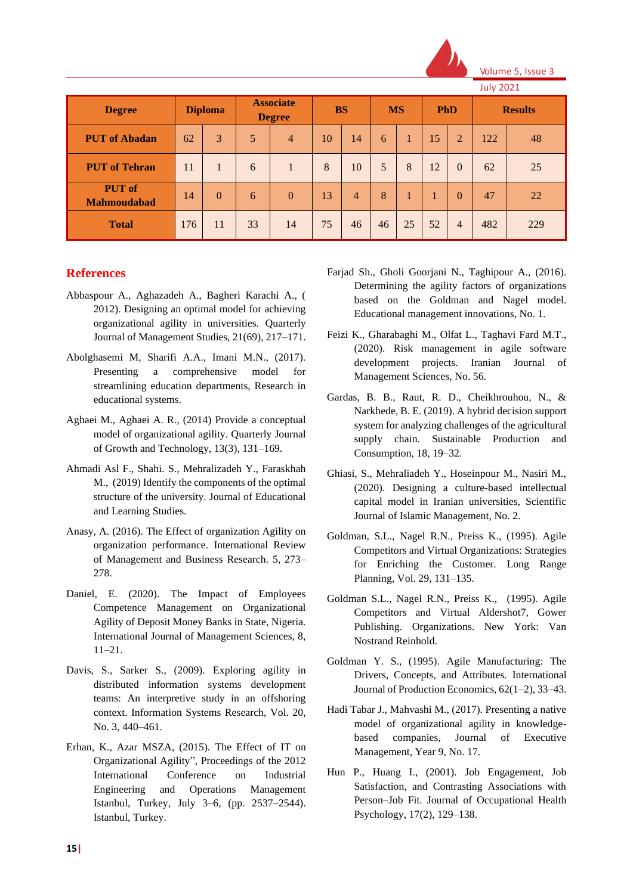| Degree | Diploma | | Associate Degree | | BS | | MS | | PhD | | Results | |
|---|---|---|---|---|---|---|---|---|---|---|---|---|
| **PUT of Abadan** | 62 | 3 | 5 | 4 | 10 | 14 | 6 | 1 | 15 | 2 | 122 | 48 |
| **PUT of Tehran** | 11 | 1 | 6 | 1 | 8 | 10 | 5 | 8 | 12 | 0 | 62 | 25 |
| **PUT of Mahmoudabad** | 14 | 0 | 6 | 0 | 13 | 4 | 8 | 1 | 1 | 0 | 47 | 22 |
| **Total** | 176 | 11 | 33 | 14 | 75 | 46 | 46 | 25 | 52 | 4 | 482 | 229 |

## References

Abbaspour A., Aghazadeh A., Bagheri Karachi A., ( 2012). Designing an optimal model for achieving organizational agility in universities. Quarterly Journal of Management Studies, 21(69), 217–171.

Abolghasemi M, Sharifi A.A., Imani M.N., (2017). Presenting a comprehensive model for streamlining education departments, Research in educational systems.

Aghaei M., Aghaei A. R., (2014) Provide a conceptual model of organizational agility. Quarterly Journal of Growth and Technology, 13(3), 131–169.

Ahmadi Asl F., Shahi. S., Mehralizadeh Y., Faraskhah M., (2019) Identify the components of the optimal structure of the university. Journal of Educational and Learning Studies.

Anasy, A. (2016). The Effect of organization Agility on organization performance. International Review of Management and Business Research. 5, 273–278.

Daniel, E. (2020). The Impact of Employees Competence Management on Organizational Agility of Deposit Money Banks in State, Nigeria. International Journal of Management Sciences, 8, 11–21.

Davis, S., Sarker S., (2009). Exploring agility in distributed information systems development teams: An interpretive study in an offshoring context. Information Systems Research, Vol. 20, No. 3, 440–461.

Erhan, K., Azar MSZA, (2015). The Effect of IT on Organizational Agility", Proceedings of the 2012 International Conference on Industrial Engineering and Operations Management Istanbul, Turkey, July 3–6, (pp. 2537–2544). Istanbul, Turkey.

Farjad Sh., Gholi Goorjani N., Taghipour A., (2016). Determining the agility factors of organizations based on the Goldman and Nagel model. Educational management innovations, No. 1.

Feizi K., Gharabaghi M., Olfat L., Taghavi Fard M.T., (2020). Risk management in agile software development projects. Iranian Journal of Management Sciences, No. 56.

Gardas, B. B., Raut, R. D., Cheikhrouhou, N., & Narkhede, B. E. (2019). A hybrid decision support system for analyzing challenges of the agricultural supply chain. Sustainable Production and Consumption, 18, 19–32.

Ghiasi, S., Mehraliadeh Y., Hoseinpour M., Nasiri M., (2020). Designing a culture-based intellectual capital model in Iranian universities, Scientific Journal of Islamic Management, No. 2.

Goldman, S.L., Nagel R.N., Preiss K., (1995). Agile Competitors and Virtual Organizations: Strategies for Enriching the Customer. Long Range Planning, Vol. 29, 131–135.

Goldman S.L., Nagel R.N., Preiss K., (1995). Agile Competitors and Virtual Aldershot7, Gower Publishing. Organizations. New York: Van Nostrand Reinhold.

Goldman Y. S., (1995). Agile Manufacturing: The Drivers, Concepts, and Attributes. International Journal of Production Economics, 62(1–2), 33–43.

Hadi Tabar J., Mahvashi M., (2017). Presenting a native model of organizational agility in knowledge-based companies, Journal of Executive Management, Year 9, No. 17.

Hun P., Huang I., (2001). Job Engagement, Job Satisfaction, and Contrasting Associations with Person–Job Fit. Journal of Occupational Health Psychology, 17(2), 129–138.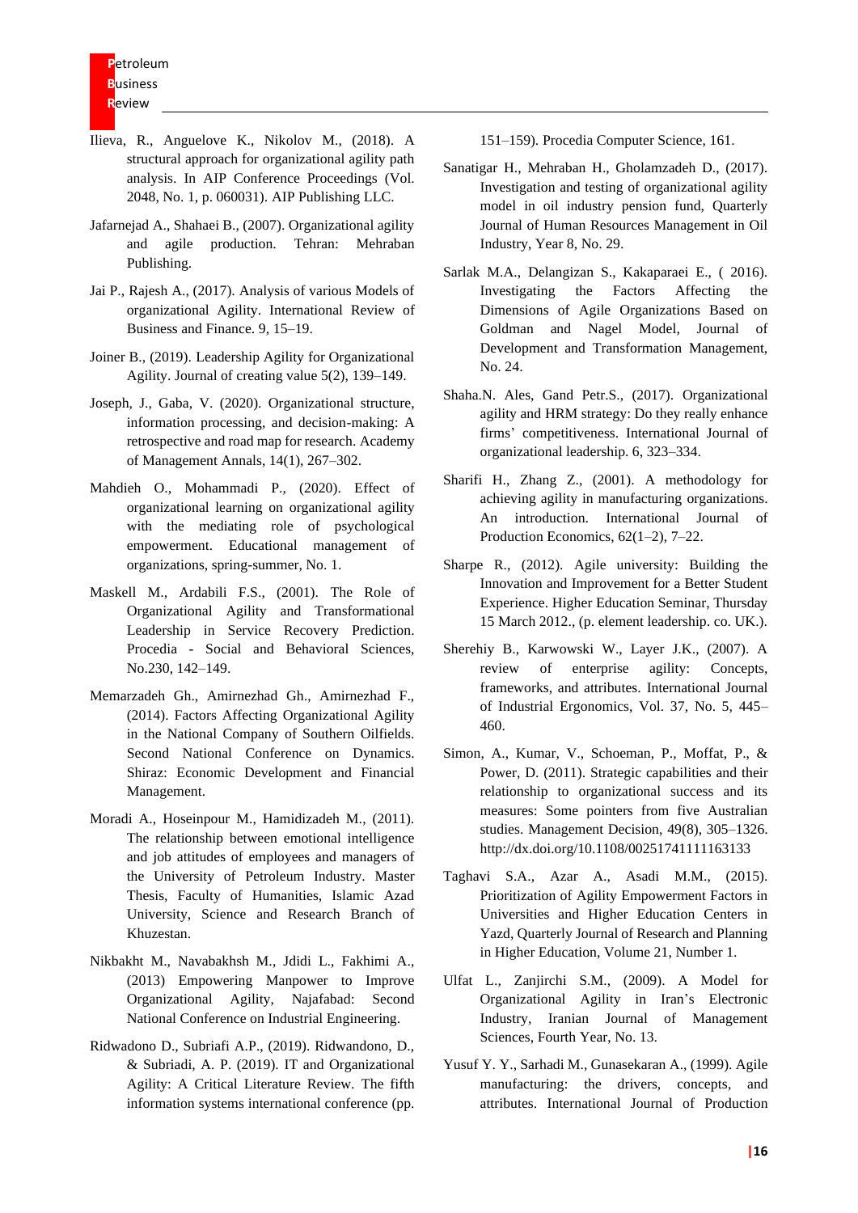Ilieva, R., Anguelove K., Nikolov M., (2018). A structural approach for organizational agility path analysis. In AIP Conference Proceedings (Vol. 2048, No. 1, p. 060031). AIP Publishing LLC.

Jafarnejad A., Shahaei B., (2007). Organizational agility and agile production. Tehran: Mehraban Publishing.

Jai P., Rajesh A., (2017). Analysis of various Models of organizational Agility. International Review of Business and Finance. 9, 15–19.

Joiner B., (2019). Leadership Agility for Organizational Agility. Journal of creating value 5(2), 139–149.

Joseph, J., Gaba, V. (2020). Organizational structure, information processing, and decision-making: A retrospective and road map for research. Academy of Management Annals, 14(1), 267–302.

Mahdieh O., Mohammadi P., (2020). Effect of organizational learning on organizational agility with the mediating role of psychological empowerment. Educational management of organizations, spring-summer, No. 1.

Maskell M., Ardabili F.S., (2001). The Role of Organizational Agility and Transformational Leadership in Service Recovery Prediction. Procedia - Social and Behavioral Sciences, No.230, 142–149.

Memarzadeh Gh., Amirnezhad Gh., Amirnezhad F., (2014). Factors Affecting Organizational Agility in the National Company of Southern Oilfields. Second National Conference on Dynamics. Shiraz: Economic Development and Financial Management.

Moradi A., Hoseinpour M., Hamidizadeh M., (2011). The relationship between emotional intelligence and job attitudes of employees and managers of the University of Petroleum Industry. Master Thesis, Faculty of Humanities, Islamic Azad University, Science and Research Branch of Khuzestan.

Nikbakht M., Navabakhsh M., Jdidi L., Fakhimi A., (2013) Empowering Manpower to Improve Organizational Agility, Najafabad: Second National Conference on Industrial Engineering.

Ridwadono D., Subriafi A.P., (2019). Ridwandono, D., & Subriadi, A. P. (2019). IT and Organizational Agility: A Critical Literature Review. The fifth information systems international conference (pp. 151–159). Procedia Computer Science, 161.

Sanatigar H., Mehraban H., Gholamzadeh D., (2017). Investigation and testing of organizational agility model in oil industry pension fund, Quarterly Journal of Human Resources Management in Oil Industry, Year 8, No. 29.

Sarlak M.A., Delangizan S., Kakaparaei E., ( 2016). Investigating the Factors Affecting the Dimensions of Agile Organizations Based on Goldman and Nagel Model, Journal of Development and Transformation Management, No. 24.

Shaha.N. Ales, Gand Petr.S., (2017). Organizational agility and HRM strategy: Do they really enhance firms' competitiveness. International Journal of organizational leadership. 6, 323–334.

Sharifi H., Zhang Z., (2001). A methodology for achieving agility in manufacturing organizations. An introduction. International Journal of Production Economics, 62(1–2), 7–22.

Sharpe R., (2012). Agile university: Building the Innovation and Improvement for a Better Student Experience. Higher Education Seminar, Thursday 15 March 2012., (p. element leadership. co. UK.).

Sherehiy B., Karwowski W., Layer J.K., (2007). A review of enterprise agility: Concepts, frameworks, and attributes. International Journal of Industrial Ergonomics, Vol. 37, No. 5, 445–460.

Simon, A., Kumar, V., Schoeman, P., Moffat, P., & Power, D. (2011). Strategic capabilities and their relationship to organizational success and its measures: Some pointers from five Australian studies. Management Decision, 49(8), 305–1326. http://dx.doi.org/10.1108/00251741111163133

Taghavi S.A., Azar A., Asadi M.M., (2015). Prioritization of Agility Empowerment Factors in Universities and Higher Education Centers in Yazd, Quarterly Journal of Research and Planning in Higher Education, Volume 21, Number 1.

Ulfat L., Zanjirchi S.M., (2009). A Model for Organizational Agility in Iran's Electronic Industry, Iranian Journal of Management Sciences, Fourth Year, No. 13.

Yusuf Y. Y., Sarhadi M., Gunasekaran A., (1999). Agile manufacturing: the drivers, concepts, and attributes. International Journal of Production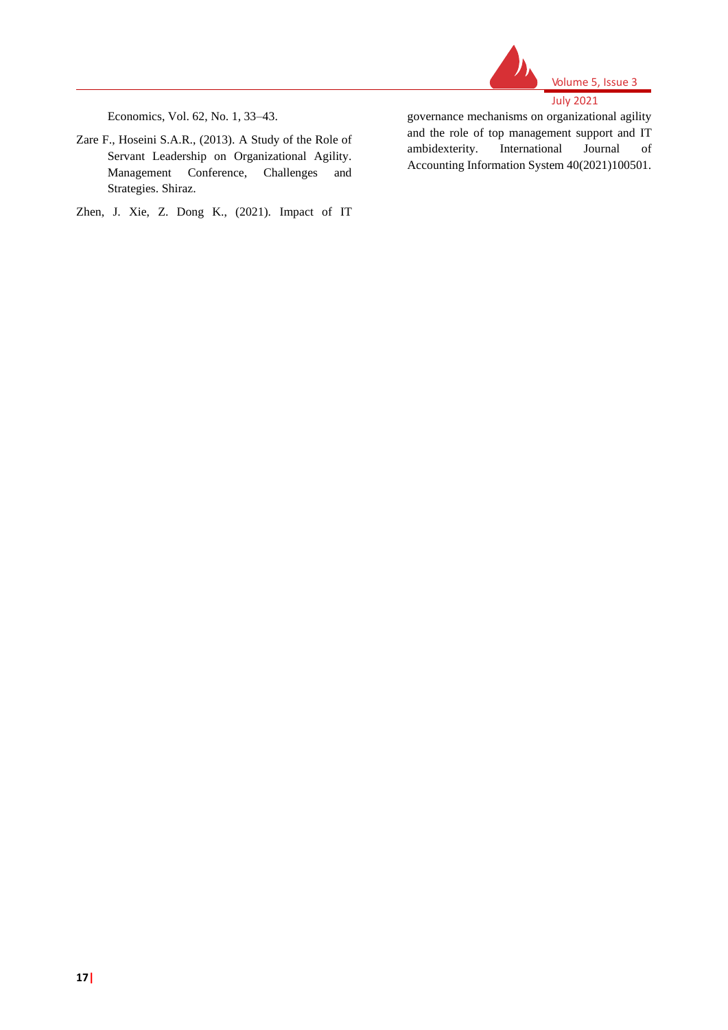Economics, Vol. 62, No. 1, 33–43.

Zare F., Hoseini S.A.R., (2013). A Study of the Role of Servant Leadership on Organizational Agility. Management Conference, Challenges and Strategies. Shiraz.

Zhen, J. Xie, Z. Dong K., (2021). Impact of IT governance mechanisms on organizational agility and the role of top management support and IT ambidexterity. International Journal of Accounting Information System 40(2021)100501.